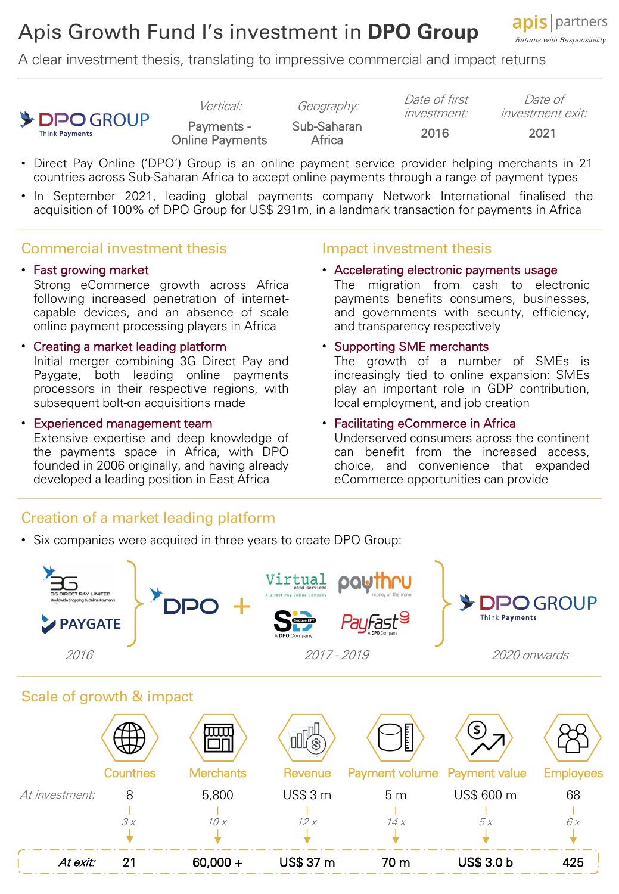# Apis Growth Fund I's investment in **DPO Group**

A clear investment thesis, translating to impressive commercial and impact returns

| DPO GROUP Think Payments | *Vertical:* | *Geography:* | *Date of first investment:* | *Date of investment exit:* |
|---|---|---|---|---|
| | Payments - Online Payments | Sub-Saharan Africa | 2016 | 2021 |

- Direct Pay Online ('DPO') Group is an online payment service provider helping merchants in 21 countries across Sub-Saharan Africa to accept online payments through a range of payment types
- In September 2021, leading global payments company Network International finalised the acquisition of 100% of DPO Group for US$ 291m, in a landmark transaction for payments in Africa

## Commercial investment thesis

- **Fast growing market**
  Strong eCommerce growth across Africa following increased penetration of internet-capable devices, and an absence of scale online payment processing players in Africa
- **Creating a market leading platform**
  Initial merger combining 3G Direct Pay and Paygate, both leading online payments processors in their respective regions, with subsequent bolt-on acquisitions made
- **Experienced management team**
  Extensive expertise and deep knowledge of the payments space in Africa, with DPO founded in 2006 originally, and having already developed a leading position in East Africa

## Impact investment thesis

- **Accelerating electronic payments usage**
  The migration from cash to electronic payments benefits consumers, businesses, and governments with security, efficiency, and transparency respectively
- **Supporting SME merchants**
  The growth of a number of SMEs is increasingly tied to online expansion: SMEs play an important role in GDP contribution, local employment, and job creation
- **Facilitating eCommerce in Africa**
  Underserved consumers across the continent can benefit from the increased access, choice, and convenience that expanded eCommerce opportunities can provide

## Creation of a market leading platform

- Six companies were acquired in three years to create DPO Group:

3G Direct Pay Limited + Paygate → DPO (*2016*) + Virtual card services, paythru, SID Secure EFT, PayFast (*2017 - 2019*) → DPO GROUP Think Payments (*2020 onwards*)

## Scale of growth & impact

| | Countries | Merchants | Revenue | Payment volume | Payment value | Employees |
|---|---|---|---|---|---|---|
| *At investment:* | 8 | 5,800 | US$ 3 m | 5 m | US$ 600 m | 68 |
| | *3 x* | *10 x* | *12 x* | *14 x* | *5 x* | *6 x* |
| ***At exit:*** | **21** | **60,000 +** | **US$ 37 m** | **70 m** | **US$ 3.0 b** | **425** |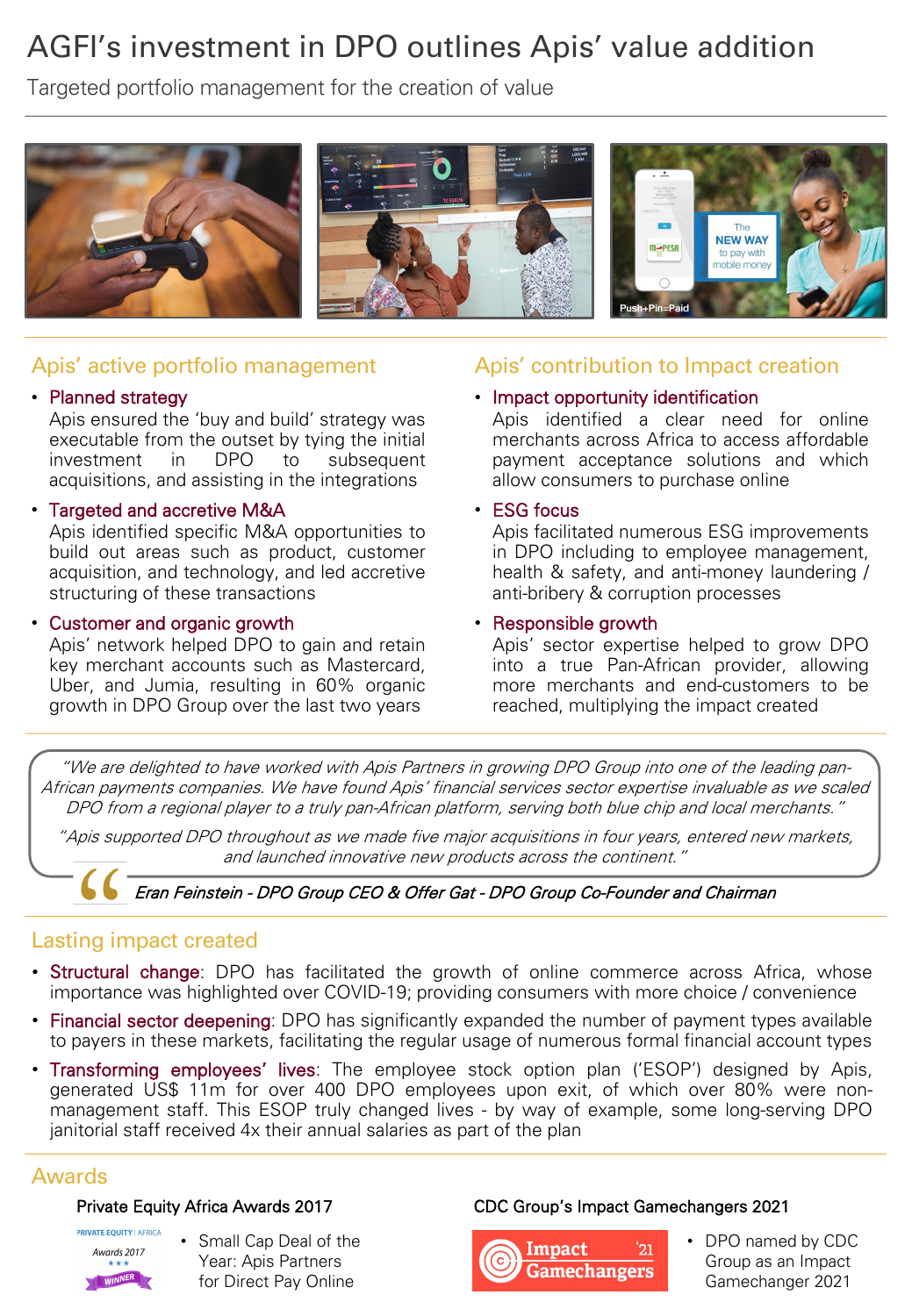# AGFI's investment in DPO outlines Apis' value addition

Targeted portfolio management for the creation of value

## Apis' active portfolio management

- **Planned strategy**
  Apis ensured the 'buy and build' strategy was executable from the outset by tying the initial investment in DPO to subsequent acquisitions, and assisting in the integrations
- **Targeted and accretive M&A**
  Apis identified specific M&A opportunities to build out areas such as product, customer acquisition, and technology, and led accretive structuring of these transactions
- **Customer and organic growth**
  Apis' network helped DPO to gain and retain key merchant accounts such as Mastercard, Uber, and Jumia, resulting in 60% organic growth in DPO Group over the last two years

## Apis' contribution to Impact creation

- **Impact opportunity identification**
  Apis identified a clear need for online merchants across Africa to access affordable payment acceptance solutions and which allow consumers to purchase online
- **ESG focus**
  Apis facilitated numerous ESG improvements in DPO including to employee management, health & safety, and anti-money laundering / anti-bribery & corruption processes
- **Responsible growth**
  Apis' sector expertise helped to grow DPO into a true Pan-African provider, allowing more merchants and end-customers to be reached, multiplying the impact created

> *"We are delighted to have worked with Apis Partners in growing DPO Group into one of the leading pan-African payments companies. We have found Apis' financial services sector expertise invaluable as we scaled DPO from a regional player to a truly pan-African platform, serving both blue chip and local merchants."*
>
> *"Apis supported DPO throughout as we made five major acquisitions in four years, entered new markets, and launched innovative new products across the continent."*
>
> *Eran Feinstein - DPO Group CEO & Offer Gat - DPO Group Co-Founder and Chairman*

## Lasting impact created

- **Structural change**: DPO has facilitated the growth of online commerce across Africa, whose importance was highlighted over COVID-19; providing consumers with more choice / convenience
- **Financial sector deepening**: DPO has significantly expanded the number of payment types available to payers in these markets, facilitating the regular usage of numerous formal financial account types
- **Transforming employees' lives**: The employee stock option plan ('ESOP') designed by Apis, generated US$ 11m for over 400 DPO employees upon exit, of which over 80% were non-management staff. This ESOP truly changed lives - by way of example, some long-serving DPO janitorial staff received 4x their annual salaries as part of the plan

## Awards

**Private Equity Africa Awards 2017**

- Small Cap Deal of the Year: Apis Partners for Direct Pay Online

**CDC Group's Impact Gamechangers 2021**

- DPO named by CDC Group as an Impact Gamechanger 2021